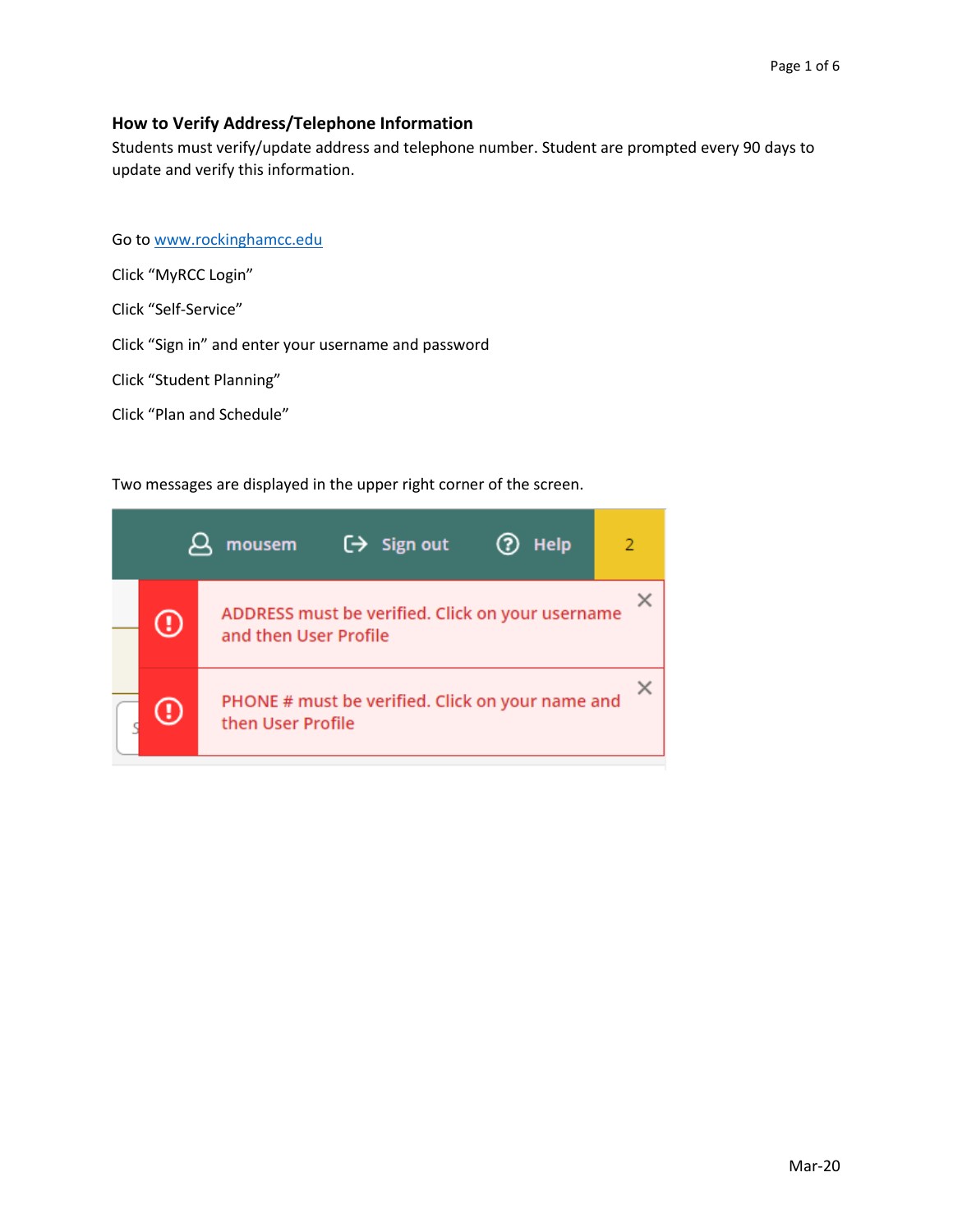### How to Verify Address/Telephone Information

Students must verify/update address and telephone number. Student are prompted every 90 days to update and verify this information.

Go to [www.rockinghamcc.edu](http://www.rockinghamcc.edu)

Click “MyRCC Login”

Click “Self-Service”

Click “Sign in” and enter your username and password

Click “Student Planning”

Click “Plan and Schedule”

Two messages are displayed in the upper right corner of the screen.

mousem Sign out Help 2

ADDRESS must be verified. Click on your username and then User Profile

PHONE # must be verified. Click on your name and then User Profile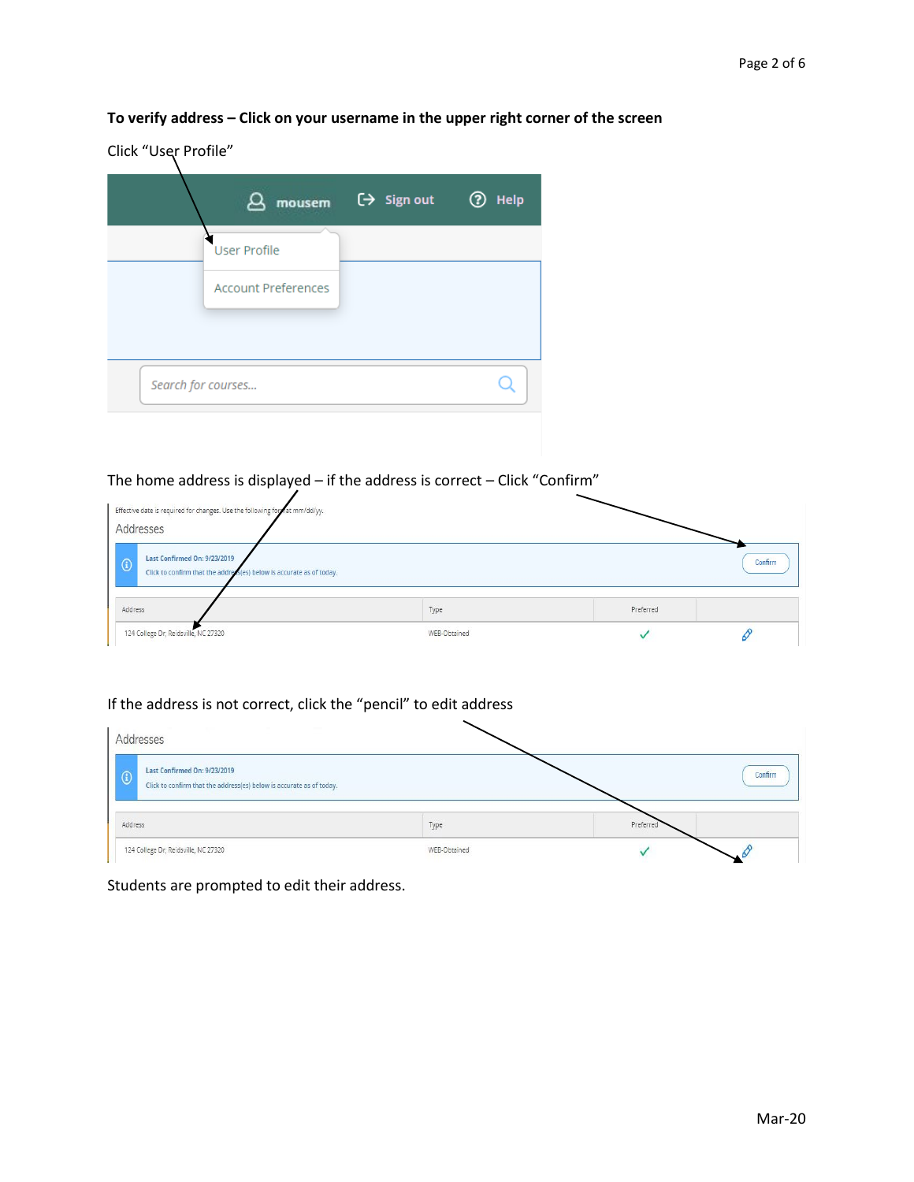**To verify address – Click on your username in the upper right corner of the screen**

Click “User Profile”

The home address is displayed – if the address is correct – Click “Confirm”

If the address is not correct, click the “pencil” to edit address

Students are prompted to edit their address.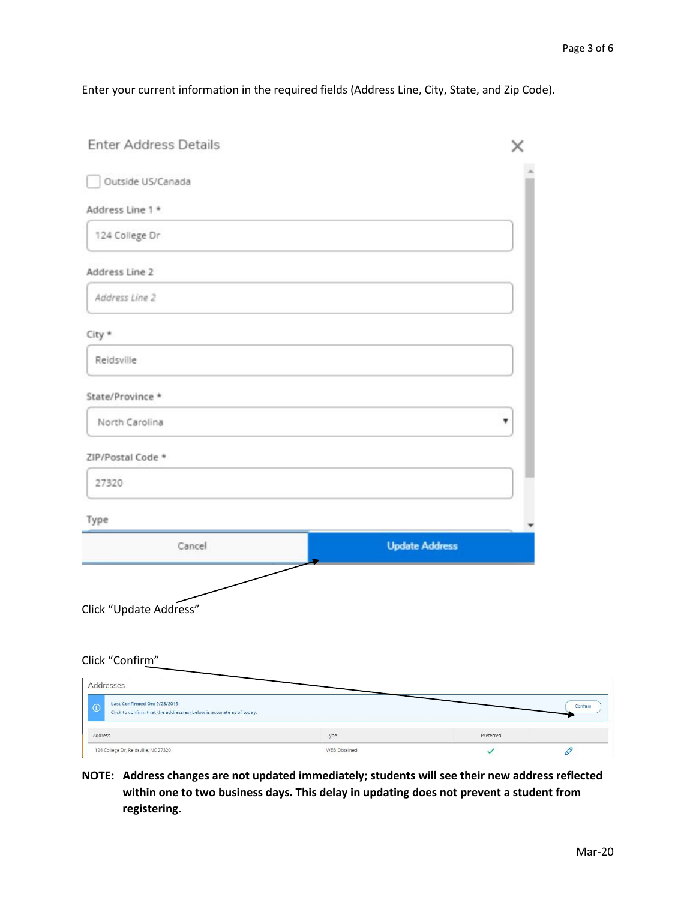Enter your current information in the required fields (Address Line, City, State, and Zip Code).

Enter Address Details

Outside US/Canada

Address Line 1 *

124 College Dr

Address Line 2

Address Line 2

City *

Reidsville

State/Province *

North Carolina

ZIP/Postal Code *

27320

Type

Cancel

Update Address

Click "Update Address"

Click "Confirm"

Addresses

Last Confirmed On: 9/23/2019

Click to confirm that the address(es) below is accurate as of today.

Confirm

| Address | Type | Preferred | |
|---|---|---|---|
| 124 College Dr, Reidsville, NC 27320 | WEB-Obtained | ✓ | |

**NOTE: Address changes are not updated immediately; students will see their new address reflected within one to two business days. This delay in updating does not prevent a student from registering.**

Mar-20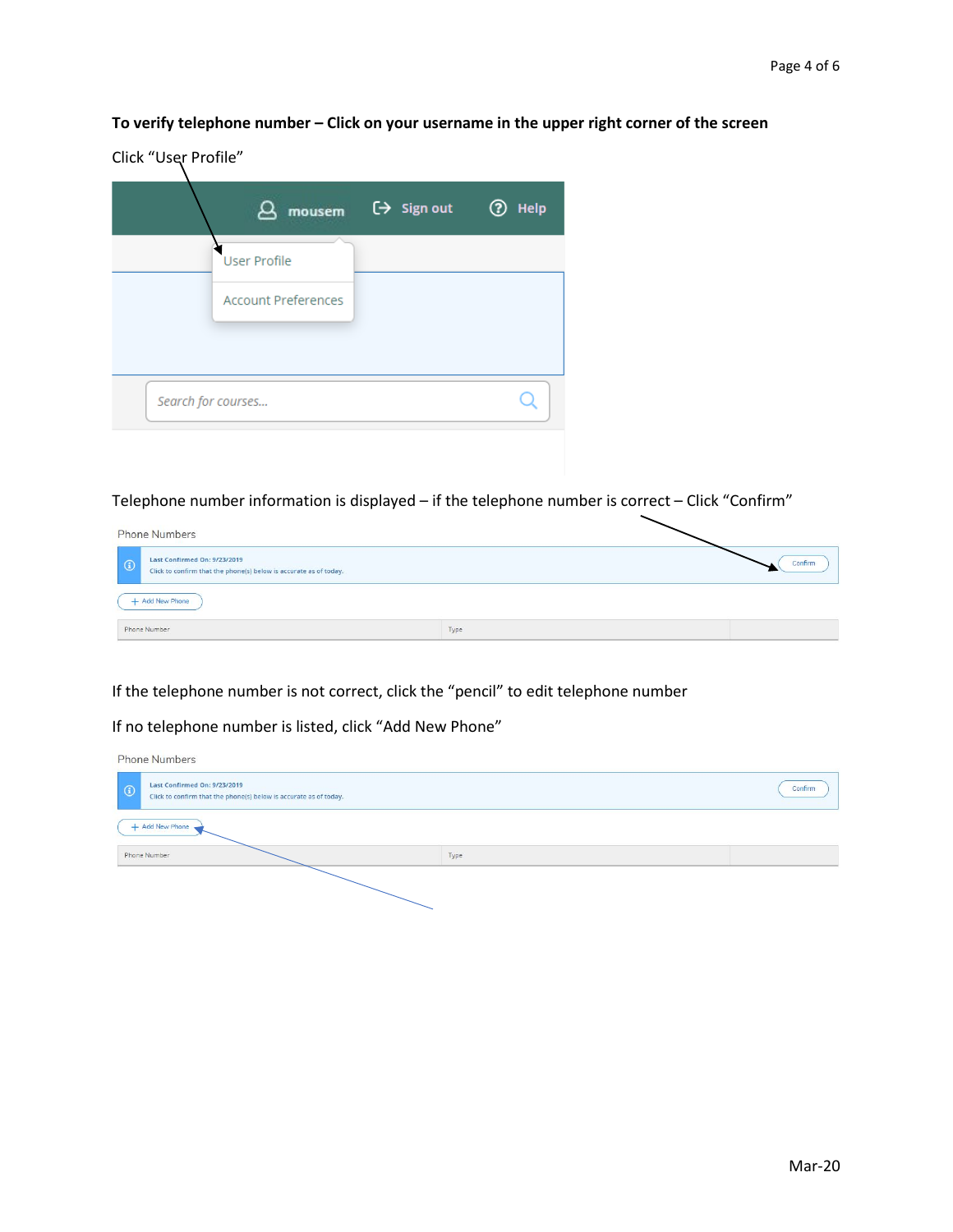**To verify telephone number – Click on your username in the upper right corner of the screen**

Click “User Profile”

mousem

Sign out

Help

User Profile

Account Preferences

Search for courses...

Telephone number information is displayed – if the telephone number is correct – Click “Confirm”

Phone Numbers

Last Confirmed On: 9/23/2019

Click to confirm that the phone(s) below is accurate as of today.

Confirm

Add New Phone

| Phone Number | Type | |
|---|---|---|

If the telephone number is not correct, click the “pencil” to edit telephone number

If no telephone number is listed, click “Add New Phone”

Phone Numbers

Last Confirmed On: 9/23/2019

Click to confirm that the phone(s) below is accurate as of today.

Confirm

Add New Phone

| Phone Number | Type | |
|---|---|---|

Mar-20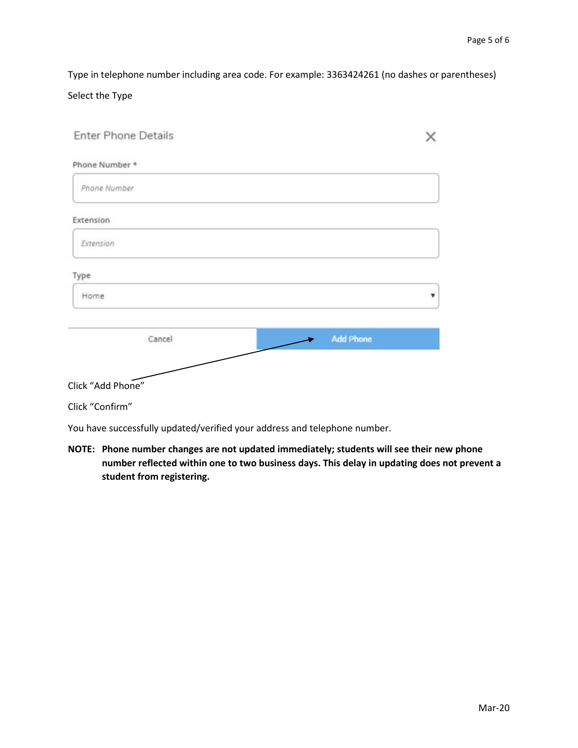Type in telephone number including area code. For example: 3363424261 (no dashes or parentheses)

Select the Type

Enter Phone Details

Phone Number *

Phone Number

Extension

Extension

Type

Home

Cancel

Add Phone

Click “Add Phone”

Click “Confirm”

You have successfully updated/verified your address and telephone number.

**NOTE: Phone number changes are not updated immediately; students will see their new phone number reflected within one to two business days. This delay in updating does not prevent a student from registering.**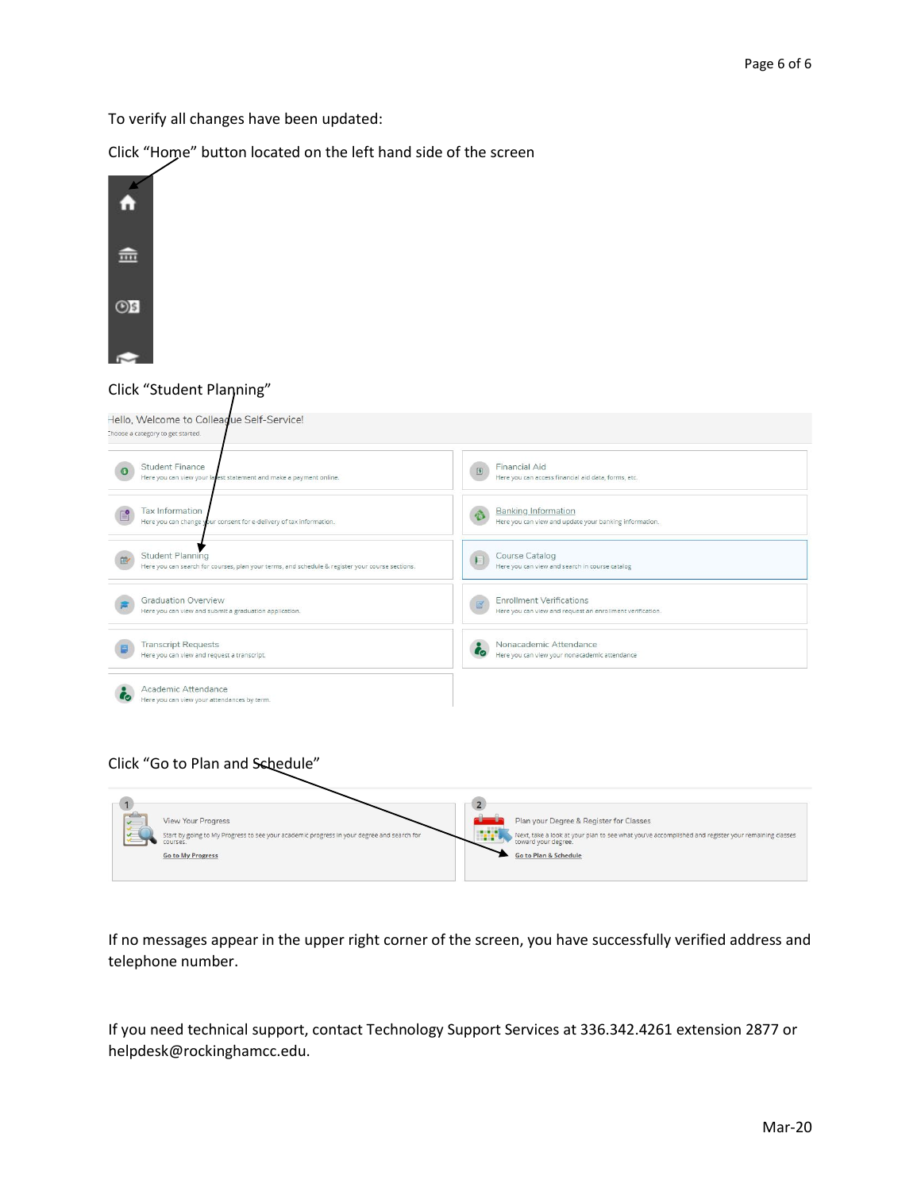To verify all changes have been updated:

Click "Home" button located on the left hand side of the screen

Click "Student Planning"

Hello, Welcome to Colleague Self-Service!

Choose a category to get started.

Student Finance
Here you can view your latest statement and make a payment online.

Financial Aid
Here you can access financial aid data, forms, etc.

Tax Information
Here you can change your consent for e-delivery of tax information.

Banking Information
Here you can view and update your banking information.

Student Planning
Here you can search for courses, plan your terms, and schedule & register your course sections.

Course Catalog
Here you can view and search in course catalog

Graduation Overview
Here you can view and submit a graduation application.

Enrollment Verifications
Here you can view and request an enrollment verification.

Transcript Requests
Here you can view and request a transcript.

Nonacademic Attendance
Here you can view your nonacademic attendance

Academic Attendance
Here you can view your attendances by term.

Click "Go to Plan and Schedule"

1 View Your Progress
Start by going to My Progress to see your academic progress in your degree and search for courses.
Go to My Progress

2 Plan your Degree & Register for Classes
Next, take a look at your plan to see what you've accomplished and register your remaining classes toward your degree.
Go to Plan & Schedule

If no messages appear in the upper right corner of the screen, you have successfully verified address and telephone number.

If you need technical support, contact Technology Support Services at 336.342.4261 extension 2877 or helpdesk@rockinghamcc.edu.

Mar-20